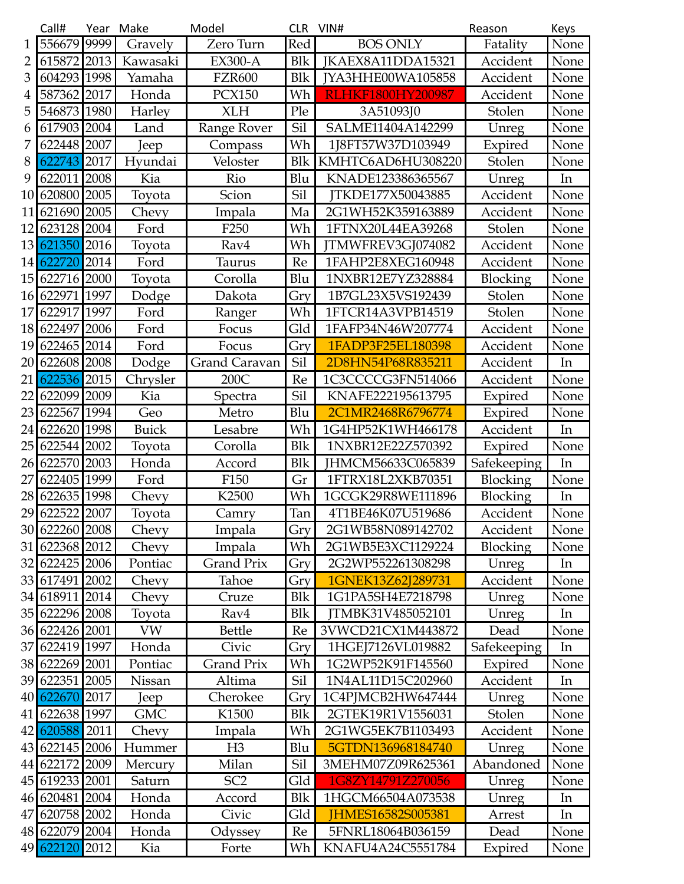| | Call# | Year | Make | Model | CLR | VIN# | Reason | Keys |
|---|---|---|---|---|---|---|---|---|
| 1 | 556679 | 9999 | Gravely | Zero Turn | Red | BOS ONLY | Fatality | None |
| 2 | 615872 | 2013 | Kawasaki | EX300-A | Blk | JKAEX8A11DDA15321 | Accident | None |
| 3 | 604293 | 1998 | Yamaha | FZR600 | Blk | JYA3HHE00WA105858 | Accident | None |
| 4 | 587362 | 2017 | Honda | PCX150 | Wh | RLHKF1800HY200987 | Accident | None |
| 5 | 546873 | 1980 | Harley | XLH | Ple | 3A51093J0 | Stolen | None |
| 6 | 617903 | 2004 | Land | Range Rover | Sil | SALME11404A142299 | Unreg | None |
| 7 | 622448 | 2007 | Jeep | Compass | Wh | 1J8FT57W37D103949 | Expired | None |
| 8 | 622743 | 2017 | Hyundai | Veloster | Blk | KMHTC6AD6HU308220 | Stolen | None |
| 9 | 622011 | 2008 | Kia | Rio | Blu | KNADE123386365567 | Unreg | In |
| 10 | 620800 | 2005 | Toyota | Scion | Sil | JTKDE177X50043885 | Accident | None |
| 11 | 621690 | 2005 | Chevy | Impala | Ma | 2G1WH52K359163889 | Accident | None |
| 12 | 623128 | 2004 | Ford | F250 | Wh | 1FTNX20L44EA39268 | Stolen | None |
| 13 | 621350 | 2016 | Toyota | Rav4 | Wh | JTMWFREV3GJ074082 | Accident | None |
| 14 | 622720 | 2014 | Ford | Taurus | Re | 1FAHP2E8XEG160948 | Accident | None |
| 15 | 622716 | 2000 | Toyota | Corolla | Blu | 1NXBR12E7YZ328884 | Blocking | None |
| 16 | 622971 | 1997 | Dodge | Dakota | Gry | 1B7GL23X5VS192439 | Stolen | None |
| 17 | 622917 | 1997 | Ford | Ranger | Wh | 1FTCR14A3VPB14519 | Stolen | None |
| 18 | 622497 | 2006 | Ford | Focus | Gld | 1FAFP34N46W207774 | Accident | None |
| 19 | 622465 | 2014 | Ford | Focus | Gry | 1FADP3F25EL180398 | Accident | None |
| 20 | 622608 | 2008 | Dodge | Grand Caravan | Sil | 2D8HN54P68R835211 | Accident | In |
| 21 | 622536 | 2015 | Chrysler | 200C | Re | 1C3CCCCG3FN514066 | Accident | None |
| 22 | 622099 | 2009 | Kia | Spectra | Sil | KNAFE222195613795 | Expired | None |
| 23 | 622567 | 1994 | Geo | Metro | Blu | 2C1MR2468R6796774 | Expired | None |
| 24 | 622620 | 1998 | Buick | Lesabre | Wh | 1G4HP52K1WH466178 | Accident | In |
| 25 | 622544 | 2002 | Toyota | Corolla | Blk | 1NXBR12E22Z570392 | Expired | None |
| 26 | 622570 | 2003 | Honda | Accord | Blk | JHMCM56633C065839 | Safekeeping | In |
| 27 | 622405 | 1999 | Ford | F150 | Gr | 1FTRX18L2XKB70351 | Blocking | None |
| 28 | 622635 | 1998 | Chevy | K2500 | Wh | 1GCGK29R8WE111896 | Blocking | In |
| 29 | 622522 | 2007 | Toyota | Camry | Tan | 4T1BE46K07U519686 | Accident | None |
| 30 | 622260 | 2008 | Chevy | Impala | Gry | 2G1WB58N089142702 | Accident | None |
| 31 | 622368 | 2012 | Chevy | Impala | Wh | 2G1WB5E3XC1129224 | Blocking | None |
| 32 | 622425 | 2006 | Pontiac | Grand Prix | Gry | 2G2WP552261308298 | Unreg | In |
| 33 | 617491 | 2002 | Chevy | Tahoe | Gry | 1GNEK13Z62J289731 | Accident | None |
| 34 | 618911 | 2014 | Chevy | Cruze | Blk | 1G1PA5SH4E7218798 | Unreg | None |
| 35 | 622296 | 2008 | Toyota | Rav4 | Blk | JTMBK31V485052101 | Unreg | In |
| 36 | 622426 | 2001 | VW | Bettle | Re | 3VWCD21CX1M443872 | Dead | None |
| 37 | 622419 | 1997 | Honda | Civic | Gry | 1HGEJ7126VL019882 | Safekeeping | In |
| 38 | 622269 | 2001 | Pontiac | Grand Prix | Wh | 1G2WP52K91F145560 | Expired | None |
| 39 | 622351 | 2005 | Nissan | Altima | Sil | 1N4AL11D15C202960 | Accident | In |
| 40 | 622670 | 2017 | Jeep | Cherokee | Gry | 1C4PJMCB2HW647444 | Unreg | None |
| 41 | 622638 | 1997 | GMC | K1500 | Blk | 2GTEK19R1V1556031 | Stolen | None |
| 42 | 620588 | 2011 | Chevy | Impala | Wh | 2G1WG5EK7B1103493 | Accident | None |
| 43 | 622145 | 2006 | Hummer | H3 | Blu | 5GTDN136968184740 | Unreg | None |
| 44 | 622172 | 2009 | Mercury | Milan | Sil | 3MEHM07Z09R625361 | Abandoned | None |
| 45 | 619233 | 2001 | Saturn | SC2 | Gld | 1G8ZY14791Z270056 | Unreg | None |
| 46 | 620481 | 2004 | Honda | Accord | Blk | 1HGCM66504A073538 | Unreg | In |
| 47 | 620758 | 2002 | Honda | Civic | Gld | JHMES16582S005381 | Arrest | In |
| 48 | 622079 | 2004 | Honda | Odyssey | Re | 5FNRL18064B036159 | Dead | None |
| 49 | 622120 | 2012 | Kia | Forte | Wh | KNAFU4A24C5551784 | Expired | None |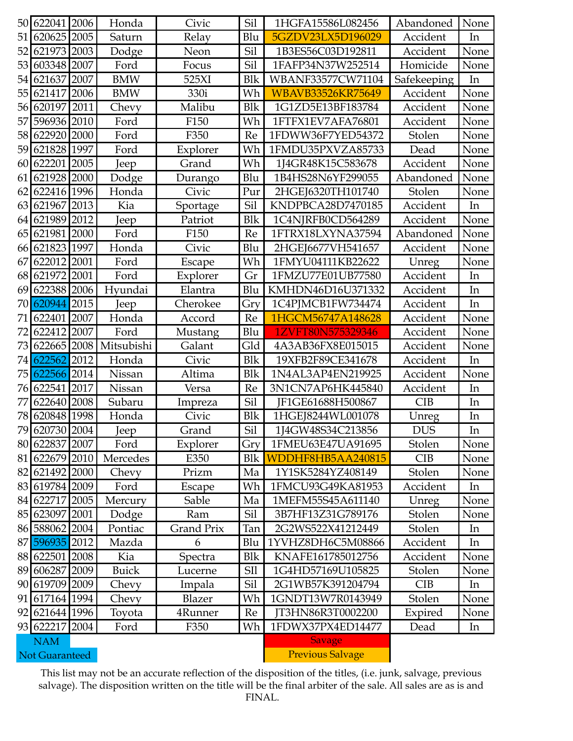| | | | | | | | | |
|---|---|---|---|---|---|---|---|---|
| 50 | 622041 | 2006 | Honda | Civic | Sil | 1HGFA15586L082456 | Abandoned | None |
| 51 | 620625 | 2005 | Saturn | Relay | Blu | 5GZDV23LX5D196029 | Accident | In |
| 52 | 621973 | 2003 | Dodge | Neon | Sil | 1B3ES56C03D192811 | Accident | None |
| 53 | 603348 | 2007 | Ford | Focus | Sil | 1FAFP34N37W252514 | Homicide | None |
| 54 | 621637 | 2007 | BMW | 525XI | Blk | WBANF33577CW71104 | Safekeeping | In |
| 55 | 621417 | 2006 | BMW | 330i | Wh | WBAVB33526KR75649 | Accident | None |
| 56 | 620197 | 2011 | Chevy | Malibu | Blk | 1G1ZD5E13BF183784 | Accident | None |
| 57 | 596936 | 2010 | Ford | F150 | Wh | 1FTFX1EV7AFA76801 | Accident | None |
| 58 | 622920 | 2000 | Ford | F350 | Re | 1FDWW36F7YED54372 | Stolen | None |
| 59 | 621828 | 1997 | Ford | Explorer | Wh | 1FMDU35PXVZA85733 | Dead | None |
| 60 | 622201 | 2005 | Jeep | Grand | Wh | 1J4GR48K15C583678 | Accident | None |
| 61 | 621928 | 2000 | Dodge | Durango | Blu | 1B4HS28N6YF299055 | Abandoned | None |
| 62 | 622416 | 1996 | Honda | Civic | Pur | 2HGEJ6320TH101740 | Stolen | None |
| 63 | 621967 | 2013 | Kia | Sportage | Sil | KNDPBCA28D7470185 | Accident | In |
| 64 | 621989 | 2012 | Jeep | Patriot | Blk | 1C4NJRFB0CD564289 | Accident | None |
| 65 | 621981 | 2000 | Ford | F150 | Re | 1FTRX18LXYNA37594 | Abandoned | None |
| 66 | 621823 | 1997 | Honda | Civic | Blu | 2HGEJ6677VH541657 | Accident | None |
| 67 | 622012 | 2001 | Ford | Escape | Wh | 1FMYU04111KB22622 | Unreg | None |
| 68 | 621972 | 2001 | Ford | Explorer | Gr | 1FMZU77E01UB77580 | Accident | In |
| 69 | 622388 | 2006 | Hyundai | Elantra | Blu | KMHDN46D16U371332 | Accident | In |
| 70 | 620944 | 2015 | Jeep | Cherokee | Gry | 1C4PJMCB1FW734474 | Accident | In |
| 71 | 622401 | 2007 | Honda | Accord | Re | 1HGCM56747A148628 | Accident | None |
| 72 | 622412 | 2007 | Ford | Mustang | Blu | 1ZVFT80N575329346 | Accident | None |
| 73 | 622665 | 2008 | Mitsubishi | Galant | Gld | 4A3AB36FX8E015015 | Accident | None |
| 74 | 622562 | 2012 | Honda | Civic | Blk | 19XFB2F89CE341678 | Accident | In |
| 75 | 622566 | 2014 | Nissan | Altima | Blk | 1N4AL3AP4EN219925 | Accident | None |
| 76 | 622541 | 2017 | Nissan | Versa | Re | 3N1CN7AP6HK445840 | Accident | In |
| 77 | 622640 | 2008 | Subaru | Impreza | Sil | JF1GE61688H500867 | CIB | In |
| 78 | 620848 | 1998 | Honda | Civic | Blk | 1HGEJ8244WL001078 | Unreg | In |
| 79 | 620730 | 2004 | Jeep | Grand | Sil | 1J4GW48S34C213856 | DUS | In |
| 80 | 622837 | 2007 | Ford | Explorer | Gry | 1FMEU63E47UA91695 | Stolen | None |
| 81 | 622679 | 2010 | Mercedes | E350 | Blk | WDDHF8HB5AA240815 | CIB | None |
| 82 | 621492 | 2000 | Chevy | Prizm | Ma | 1Y1SK5284YZ408149 | Stolen | None |
| 83 | 619784 | 2009 | Ford | Escape | Wh | 1FMCU93G49KA81953 | Accident | In |
| 84 | 622717 | 2005 | Mercury | Sable | Ma | 1MEFM55S45A611140 | Unreg | None |
| 85 | 623097 | 2001 | Dodge | Ram | Sil | 3B7HF13Z31G789176 | Stolen | None |
| 86 | 588062 | 2004 | Pontiac | Grand Prix | Tan | 2G2WS522X41212449 | Stolen | In |
| 87 | 596935 | 2012 | Mazda | 6 | Blu | 1YVHZ8DH6C5M08866 | Accident | In |
| 88 | 622501 | 2008 | Kia | Spectra | Blk | KNAFE161785012756 | Accident | None |
| 89 | 606287 | 2009 | Buick | Lucerne | SIl | 1G4HD57169U105825 | Stolen | None |
| 90 | 619709 | 2009 | Chevy | Impala | Sil | 2G1WB57K391204794 | CIB | In |
| 91 | 617164 | 1994 | Chevy | Blazer | Wh | 1GNDT13W7R0143949 | Stolen | None |
| 92 | 621644 | 1996 | Toyota | 4Runner | Re | JT3HN86R3T0002200 | Expired | None |
| 93 | 622217 | 2004 | Ford | F350 | Wh | 1FDWX37PX4ED14477 | Dead | In |

NAM Not Guaranteed

Savage

Previous Salvage

This list may not be an accurate reflection of the disposition of the titles, (i.e. junk, salvage, previous salvage). The disposition written on the title will be the final arbiter of the sale. All sales are as is and FINAL.